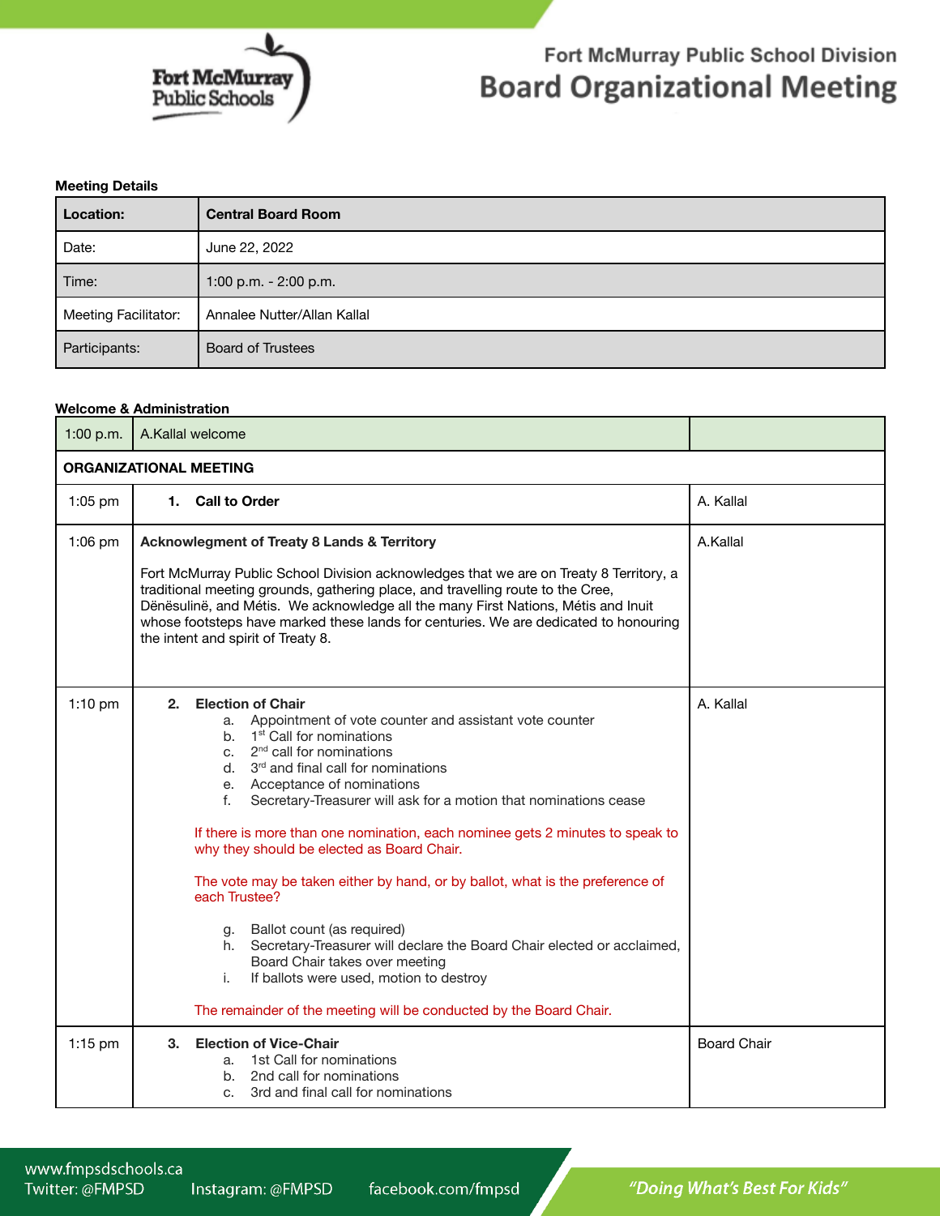Fort McMurray Public School Division

# Board Organizational Meeting

**Meeting Details**

| **Location:** | **Central Board Room** |
|---|---|
| Date: | June 22, 2022 |
| Time: | 1:00 p.m. - 2:00 p.m. |
| Meeting Facilitator: | Annalee Nutter/Allan Kallal |
| Participants: | Board of Trustees |

**Welcome & Administration**

| 1:00 p.m. | A.Kallal welcome | |
|---|---|---|
| **ORGANIZATIONAL MEETING** | | |
| 1:05 pm | **1. Call to Order** | A. Kallal |
| 1:06 pm | **Acknowledgment of Treaty 8 Lands & Territory**<br><br>Fort McMurray Public School Division acknowledges that we are on Treaty 8 Territory, a traditional meeting grounds, gathering place, and travelling route to the Cree, Dënësulinë, and Métis. We acknowledge all the many First Nations, Métis and Inuit whose footsteps have marked these lands for centuries. We are dedicated to honouring the intent and spirit of Treaty 8. | A.Kallal |
| 1:10 pm | **2. Election of Chair**<br>a. Appointment of vote counter and assistant vote counter<br>b. 1st Call for nominations<br>c. 2nd call for nominations<br>d. 3rd and final call for nominations<br>e. Acceptance of nominations<br>f. Secretary-Treasurer will ask for a motion that nominations cease<br><br>If there is more than one nomination, each nominee gets 2 minutes to speak to why they should be elected as Board Chair.<br><br>The vote may be taken either by hand, or by ballot, what is the preference of each Trustee?<br><br>g. Ballot count (as required)<br>h. Secretary-Treasurer will declare the Board Chair elected or acclaimed, Board Chair takes over meeting<br>i. If ballots were used, motion to destroy<br><br>The remainder of the meeting will be conducted by the Board Chair. | A. Kallal |
| 1:15 pm | **3. Election of Vice-Chair**<br>a. 1st Call for nominations<br>b. 2nd call for nominations<br>c. 3rd and final call for nominations | Board Chair |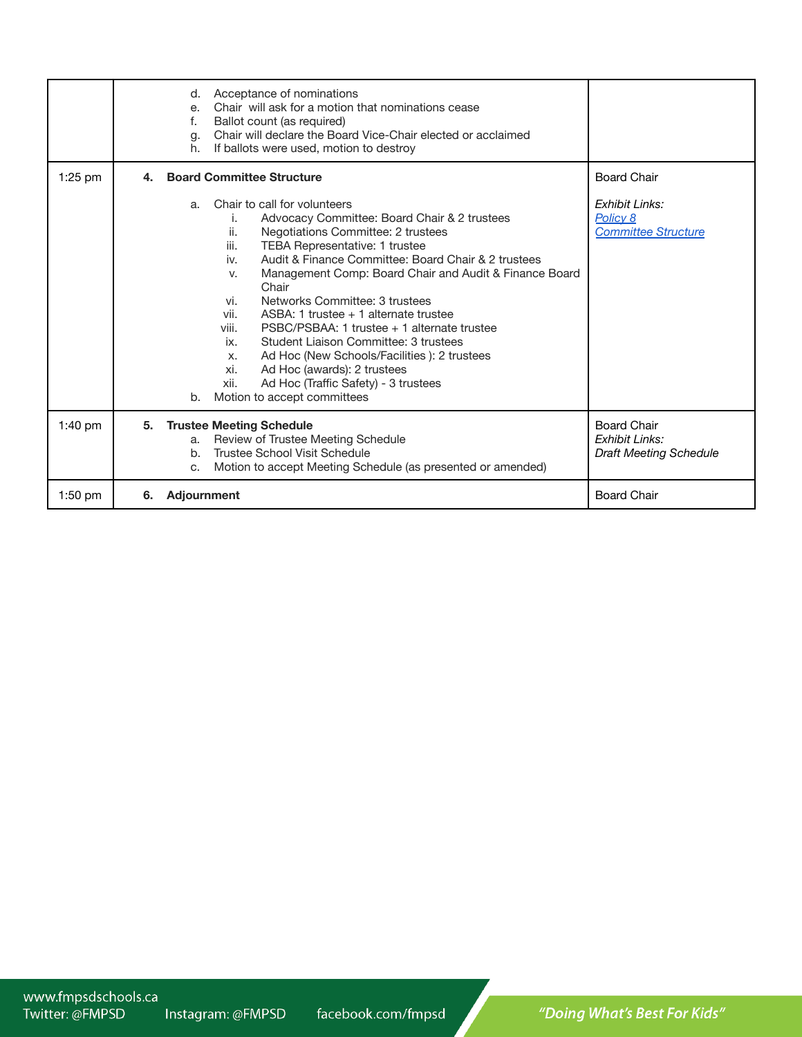| | | |
|---|---|---|
| | d. Acceptance of nominations<br>e. Chair will ask for a motion that nominations cease<br>f. Ballot count (as required)<br>g. Chair will declare the Board Vice-Chair elected or acclaimed<br>h. If ballots were used, motion to destroy | |
| 1:25 pm | **4. Board Committee Structure**<br><br>a. Chair to call for volunteers<br>i. Advocacy Committee: Board Chair & 2 trustees<br>ii. Negotiations Committee: 2 trustees<br>iii. TEBA Representative: 1 trustee<br>iv. Audit & Finance Committee: Board Chair & 2 trustees<br>v. Management Comp: Board Chair and Audit & Finance Board Chair<br>vi. Networks Committee: 3 trustees<br>vii. ASBA: 1 trustee + 1 alternate trustee<br>viii. PSBC/PSBAA: 1 trustee + 1 alternate trustee<br>ix. Student Liaison Committee: 3 trustees<br>x. Ad Hoc (New Schools/Facilities ): 2 trustees<br>xi. Ad Hoc (awards): 2 trustees<br>xii. Ad Hoc (Traffic Safety) - 3 trustees<br>b. Motion to accept committees | Board Chair<br><br>*Exhibit Links:*<br>*Policy 8*<br>*Committee Structure* |
| 1:40 pm | **5. Trustee Meeting Schedule**<br>a. Review of Trustee Meeting Schedule<br>b. Trustee School Visit Schedule<br>c. Motion to accept Meeting Schedule (as presented or amended) | Board Chair<br>*Exhibit Links:*<br>*Draft Meeting Schedule* |
| 1:50 pm | **6. Adjournment** | Board Chair |